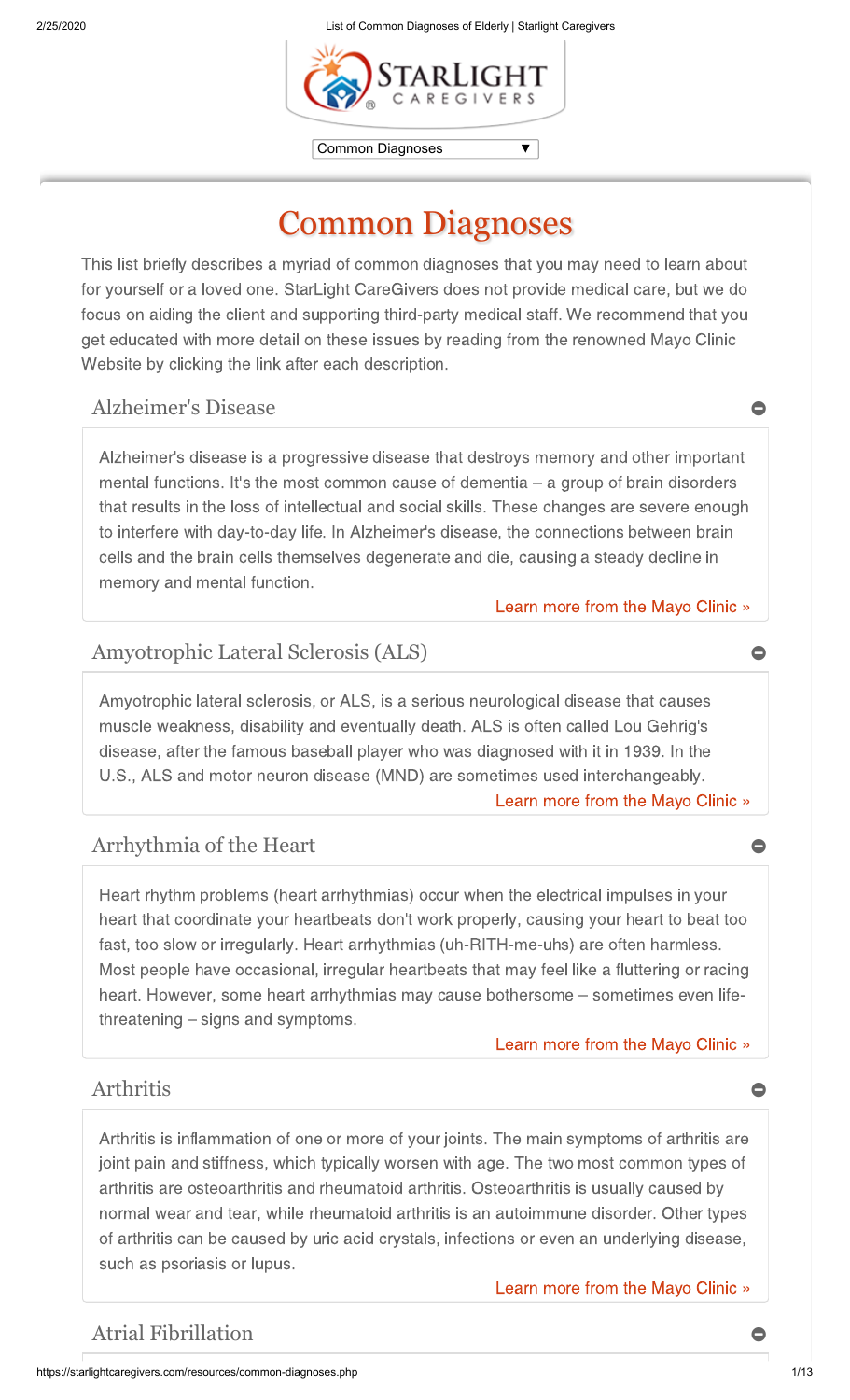Common Diagnoses ▼

# Common Diagnoses

This list briefly describes a myriad of common diagnoses that you may need to learn about for yourself or a loved one. StarLight CareGivers does not provide medical care, but we do focus on aiding the client and supporting third-party medical staff. We recommend that you get educated with more detail on these issues by reading from the renowned Mayo Clinic Website by clicking the link after each description.

## Alzheimer's Disease

Alzheimer's disease is a progressive disease that destroys memory and other important mental functions. It's the most common cause of dementia – a group of brain disorders that results in the loss of intellectual and social skills. These changes are severe enough to interfere with day-to-day life. In Alzheimer's disease, the connections between brain cells and the brain cells themselves degenerate and die, causing a steady decline in memory and mental function.

Learn more from the Mayo Clinic »

## Amyotrophic Lateral Sclerosis (ALS)

Amyotrophic lateral sclerosis, or ALS, is a serious neurological disease that causes muscle weakness, disability and eventually death. ALS is often called Lou Gehrig's disease, after the famous baseball player who was diagnosed with it in 1939. In the U.S., ALS and motor neuron disease (MND) are sometimes used interchangeably.

Learn more from the Mayo Clinic »

## Arrhythmia of the Heart

Heart rhythm problems (heart arrhythmias) occur when the electrical impulses in your heart that coordinate your heartbeats don't work properly, causing your heart to beat too fast, too slow or irregularly. Heart arrhythmias (uh-RITH-me-uhs) are often harmless. Most people have occasional, irregular heartbeats that may feel like a fluttering or racing heart. However, some heart arrhythmias may cause bothersome – sometimes even life-threatening – signs and symptoms.

Learn more from the Mayo Clinic »

## Arthritis

Arthritis is inflammation of one or more of your joints. The main symptoms of arthritis are joint pain and stiffness, which typically worsen with age. The two most common types of arthritis are osteoarthritis and rheumatoid arthritis. Osteoarthritis is usually caused by normal wear and tear, while rheumatoid arthritis is an autoimmune disorder. Other types of arthritis can be caused by uric acid crystals, infections or even an underlying disease, such as psoriasis or lupus.

Learn more from the Mayo Clinic »

## Atrial Fibrillation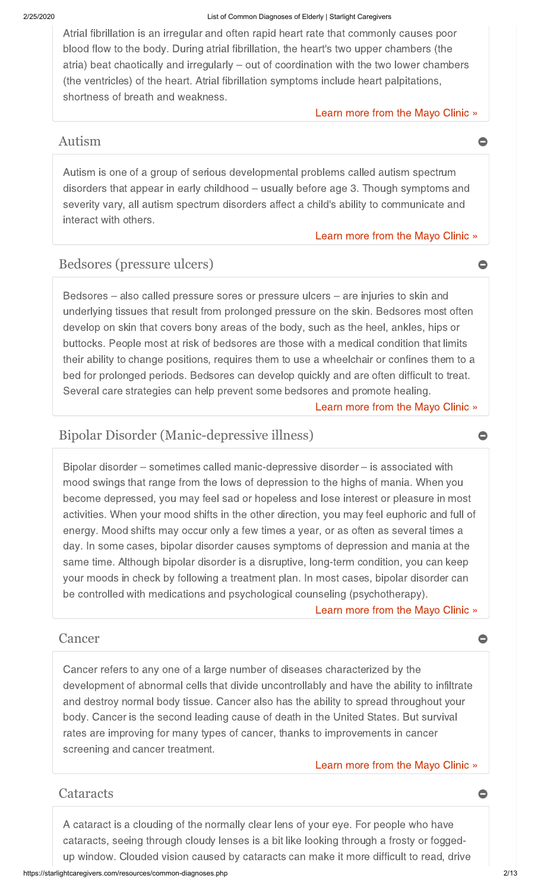Atrial fibrillation is an irregular and often rapid heart rate that commonly causes poor blood flow to the body. During atrial fibrillation, the heart's two upper chambers (the atria) beat chaotically and irregularly – out of coordination with the two lower chambers (the ventricles) of the heart. Atrial fibrillation symptoms include heart palpitations, shortness of breath and weakness.

Learn more from the Mayo Clinic »

## Autism

Autism is one of a group of serious developmental problems called autism spectrum disorders that appear in early childhood – usually before age 3. Though symptoms and severity vary, all autism spectrum disorders affect a child's ability to communicate and interact with others.

Learn more from the Mayo Clinic »

## Bedsores (pressure ulcers)

Bedsores – also called pressure sores or pressure ulcers – are injuries to skin and underlying tissues that result from prolonged pressure on the skin. Bedsores most often develop on skin that covers bony areas of the body, such as the heel, ankles, hips or buttocks. People most at risk of bedsores are those with a medical condition that limits their ability to change positions, requires them to use a wheelchair or confines them to a bed for prolonged periods. Bedsores can develop quickly and are often difficult to treat. Several care strategies can help prevent some bedsores and promote healing.

Learn more from the Mayo Clinic »

## Bipolar Disorder (Manic-depressive illness)

Bipolar disorder – sometimes called manic-depressive disorder – is associated with mood swings that range from the lows of depression to the highs of mania. When you become depressed, you may feel sad or hopeless and lose interest or pleasure in most activities. When your mood shifts in the other direction, you may feel euphoric and full of energy. Mood shifts may occur only a few times a year, or as often as several times a day. In some cases, bipolar disorder causes symptoms of depression and mania at the same time. Although bipolar disorder is a disruptive, long-term condition, you can keep your moods in check by following a treatment plan. In most cases, bipolar disorder can be controlled with medications and psychological counseling (psychotherapy).

Learn more from the Mayo Clinic »

## Cancer

Cancer refers to any one of a large number of diseases characterized by the development of abnormal cells that divide uncontrollably and have the ability to infiltrate and destroy normal body tissue. Cancer also has the ability to spread throughout your body. Cancer is the second leading cause of death in the United States. But survival rates are improving for many types of cancer, thanks to improvements in cancer screening and cancer treatment.

Learn more from the Mayo Clinic »

## Cataracts

A cataract is a clouding of the normally clear lens of your eye. For people who have cataracts, seeing through cloudy lenses is a bit like looking through a frosty or fogged-up window. Clouded vision caused by cataracts can make it more difficult to read, drive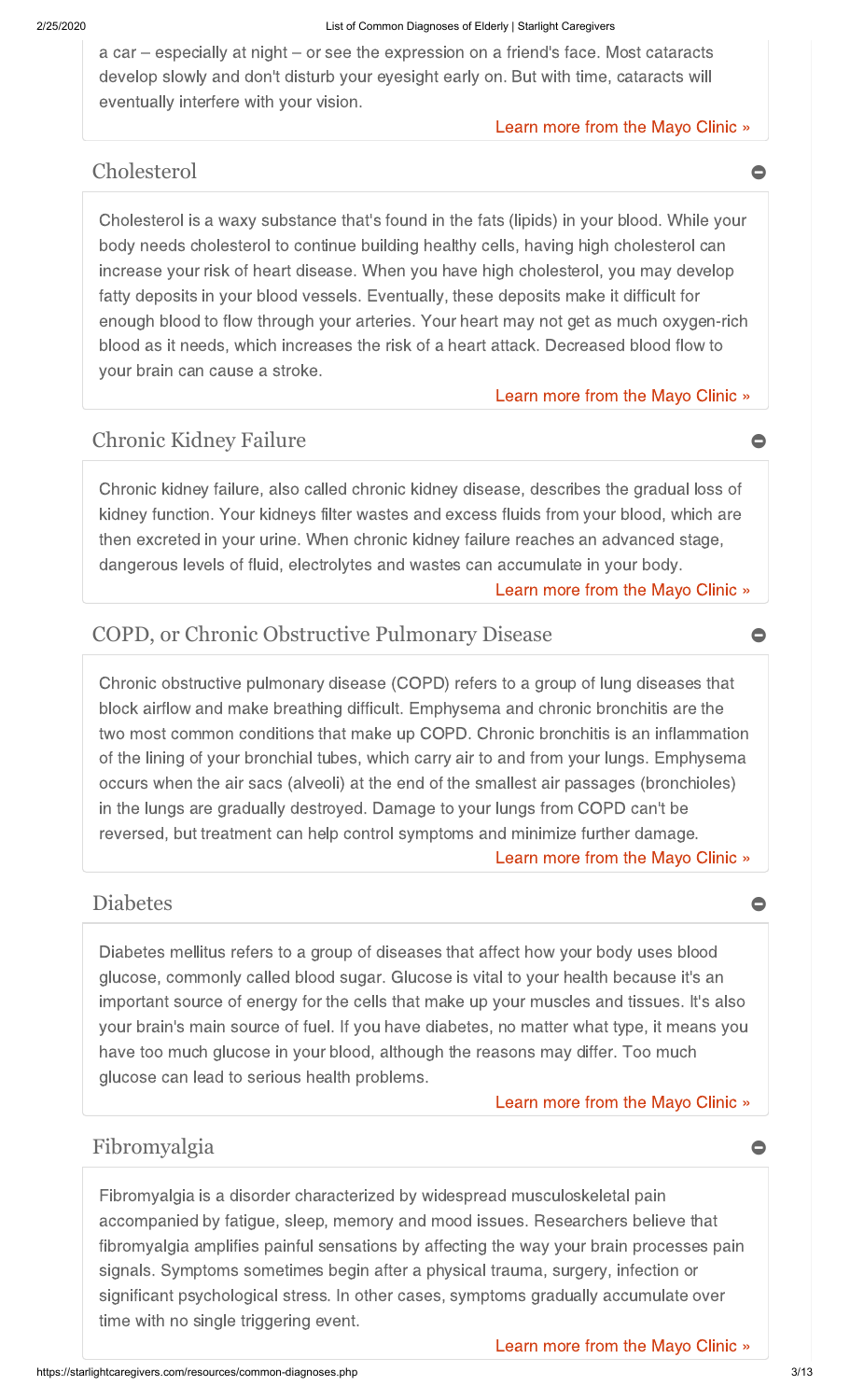a car – especially at night – or see the expression on a friend's face. Most cataracts develop slowly and don't disturb your eyesight early on. But with time, cataracts will eventually interfere with your vision.

Learn more from the Mayo Clinic »

## Cholesterol

Cholesterol is a waxy substance that's found in the fats (lipids) in your blood. While your body needs cholesterol to continue building healthy cells, having high cholesterol can increase your risk of heart disease. When you have high cholesterol, you may develop fatty deposits in your blood vessels. Eventually, these deposits make it difficult for enough blood to flow through your arteries. Your heart may not get as much oxygen-rich blood as it needs, which increases the risk of a heart attack. Decreased blood flow to your brain can cause a stroke.

Learn more from the Mayo Clinic »

## Chronic Kidney Failure

Chronic kidney failure, also called chronic kidney disease, describes the gradual loss of kidney function. Your kidneys filter wastes and excess fluids from your blood, which are then excreted in your urine. When chronic kidney failure reaches an advanced stage, dangerous levels of fluid, electrolytes and wastes can accumulate in your body.

Learn more from the Mayo Clinic »

## COPD, or Chronic Obstructive Pulmonary Disease

Chronic obstructive pulmonary disease (COPD) refers to a group of lung diseases that block airflow and make breathing difficult. Emphysema and chronic bronchitis are the two most common conditions that make up COPD. Chronic bronchitis is an inflammation of the lining of your bronchial tubes, which carry air to and from your lungs. Emphysema occurs when the air sacs (alveoli) at the end of the smallest air passages (bronchioles) in the lungs are gradually destroyed. Damage to your lungs from COPD can't be reversed, but treatment can help control symptoms and minimize further damage.

Learn more from the Mayo Clinic »

## Diabetes

Diabetes mellitus refers to a group of diseases that affect how your body uses blood glucose, commonly called blood sugar. Glucose is vital to your health because it's an important source of energy for the cells that make up your muscles and tissues. It's also your brain's main source of fuel. If you have diabetes, no matter what type, it means you have too much glucose in your blood, although the reasons may differ. Too much glucose can lead to serious health problems.

Learn more from the Mayo Clinic »

## Fibromyalgia

Fibromyalgia is a disorder characterized by widespread musculoskeletal pain accompanied by fatigue, sleep, memory and mood issues. Researchers believe that fibromyalgia amplifies painful sensations by affecting the way your brain processes pain signals. Symptoms sometimes begin after a physical trauma, surgery, infection or significant psychological stress. In other cases, symptoms gradually accumulate over time with no single triggering event.

Learn more from the Mayo Clinic »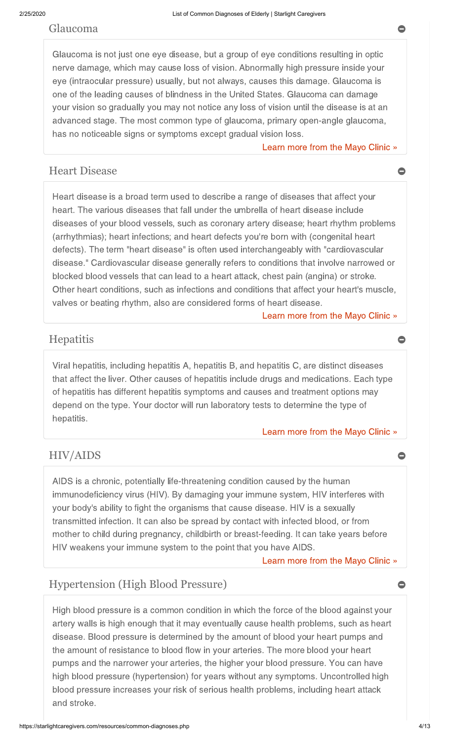## Glaucoma

Glaucoma is not just one eye disease, but a group of eye conditions resulting in optic nerve damage, which may cause loss of vision. Abnormally high pressure inside your eye (intraocular pressure) usually, but not always, causes this damage. Glaucoma is one of the leading causes of blindness in the United States. Glaucoma can damage your vision so gradually you may not notice any loss of vision until the disease is at an advanced stage. The most common type of glaucoma, primary open-angle glaucoma, has no noticeable signs or symptoms except gradual vision loss.

Learn more from the Mayo Clinic »

## Heart Disease

Heart disease is a broad term used to describe a range of diseases that affect your heart. The various diseases that fall under the umbrella of heart disease include diseases of your blood vessels, such as coronary artery disease; heart rhythm problems (arrhythmias); heart infections; and heart defects you're born with (congenital heart defects). The term "heart disease" is often used interchangeably with "cardiovascular disease." Cardiovascular disease generally refers to conditions that involve narrowed or blocked blood vessels that can lead to a heart attack, chest pain (angina) or stroke. Other heart conditions, such as infections and conditions that affect your heart's muscle, valves or beating rhythm, also are considered forms of heart disease.

Learn more from the Mayo Clinic »

## Hepatitis

Viral hepatitis, including hepatitis A, hepatitis B, and hepatitis C, are distinct diseases that affect the liver. Other causes of hepatitis include drugs and medications. Each type of hepatitis has different hepatitis symptoms and causes and treatment options may depend on the type. Your doctor will run laboratory tests to determine the type of hepatitis.

Learn more from the Mayo Clinic »

## HIV/AIDS

AIDS is a chronic, potentially life-threatening condition caused by the human immunodeficiency virus (HIV). By damaging your immune system, HIV interferes with your body's ability to fight the organisms that cause disease. HIV is a sexually transmitted infection. It can also be spread by contact with infected blood, or from mother to child during pregnancy, childbirth or breast-feeding. It can take years before HIV weakens your immune system to the point that you have AIDS.

Learn more from the Mayo Clinic »

## Hypertension (High Blood Pressure)

High blood pressure is a common condition in which the force of the blood against your artery walls is high enough that it may eventually cause health problems, such as heart disease. Blood pressure is determined by the amount of blood your heart pumps and the amount of resistance to blood flow in your arteries. The more blood your heart pumps and the narrower your arteries, the higher your blood pressure. You can have high blood pressure (hypertension) for years without any symptoms. Uncontrolled high blood pressure increases your risk of serious health problems, including heart attack and stroke.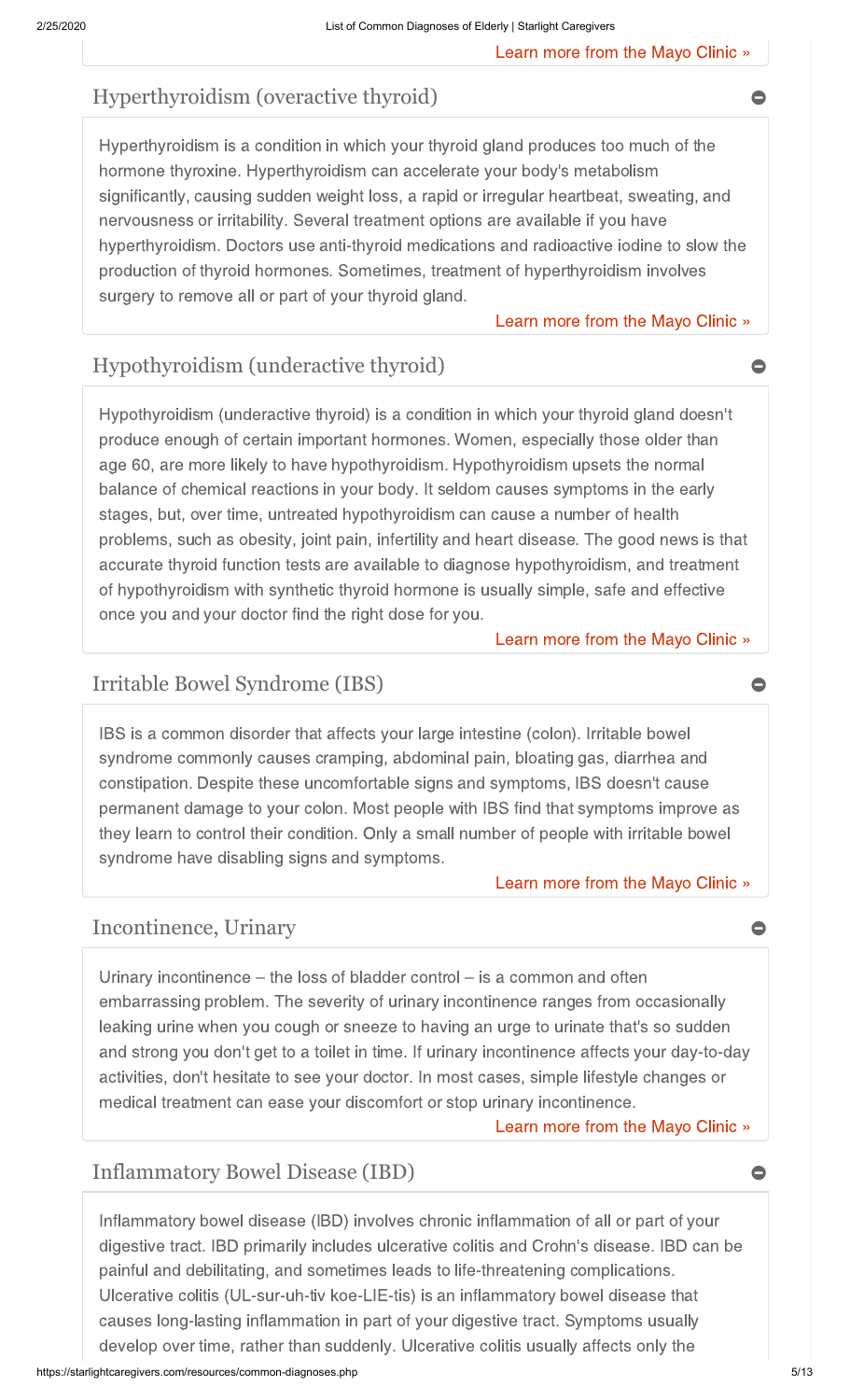Learn more from the Mayo Clinic »

## Hyperthyroidism (overactive thyroid)

Hyperthyroidism is a condition in which your thyroid gland produces too much of the hormone thyroxine. Hyperthyroidism can accelerate your body's metabolism significantly, causing sudden weight loss, a rapid or irregular heartbeat, sweating, and nervousness or irritability. Several treatment options are available if you have hyperthyroidism. Doctors use anti-thyroid medications and radioactive iodine to slow the production of thyroid hormones. Sometimes, treatment of hyperthyroidism involves surgery to remove all or part of your thyroid gland.

Learn more from the Mayo Clinic »

## Hypothyroidism (underactive thyroid)

Hypothyroidism (underactive thyroid) is a condition in which your thyroid gland doesn't produce enough of certain important hormones. Women, especially those older than age 60, are more likely to have hypothyroidism. Hypothyroidism upsets the normal balance of chemical reactions in your body. It seldom causes symptoms in the early stages, but, over time, untreated hypothyroidism can cause a number of health problems, such as obesity, joint pain, infertility and heart disease. The good news is that accurate thyroid function tests are available to diagnose hypothyroidism, and treatment of hypothyroidism with synthetic thyroid hormone is usually simple, safe and effective once you and your doctor find the right dose for you.

Learn more from the Mayo Clinic »

## Irritable Bowel Syndrome (IBS)

IBS is a common disorder that affects your large intestine (colon). Irritable bowel syndrome commonly causes cramping, abdominal pain, bloating gas, diarrhea and constipation. Despite these uncomfortable signs and symptoms, IBS doesn't cause permanent damage to your colon. Most people with IBS find that symptoms improve as they learn to control their condition. Only a small number of people with irritable bowel syndrome have disabling signs and symptoms.

Learn more from the Mayo Clinic »

## Incontinence, Urinary

Urinary incontinence – the loss of bladder control – is a common and often embarrassing problem. The severity of urinary incontinence ranges from occasionally leaking urine when you cough or sneeze to having an urge to urinate that's so sudden and strong you don't get to a toilet in time. If urinary incontinence affects your day-to-day activities, don't hesitate to see your doctor. In most cases, simple lifestyle changes or medical treatment can ease your discomfort or stop urinary incontinence.

Learn more from the Mayo Clinic »

## Inflammatory Bowel Disease (IBD)

Inflammatory bowel disease (IBD) involves chronic inflammation of all or part of your digestive tract. IBD primarily includes ulcerative colitis and Crohn's disease. IBD can be painful and debilitating, and sometimes leads to life-threatening complications. Ulcerative colitis (UL-sur-uh-tiv koe-LIE-tis) is an inflammatory bowel disease that causes long-lasting inflammation in part of your digestive tract. Symptoms usually develop over time, rather than suddenly. Ulcerative colitis usually affects only the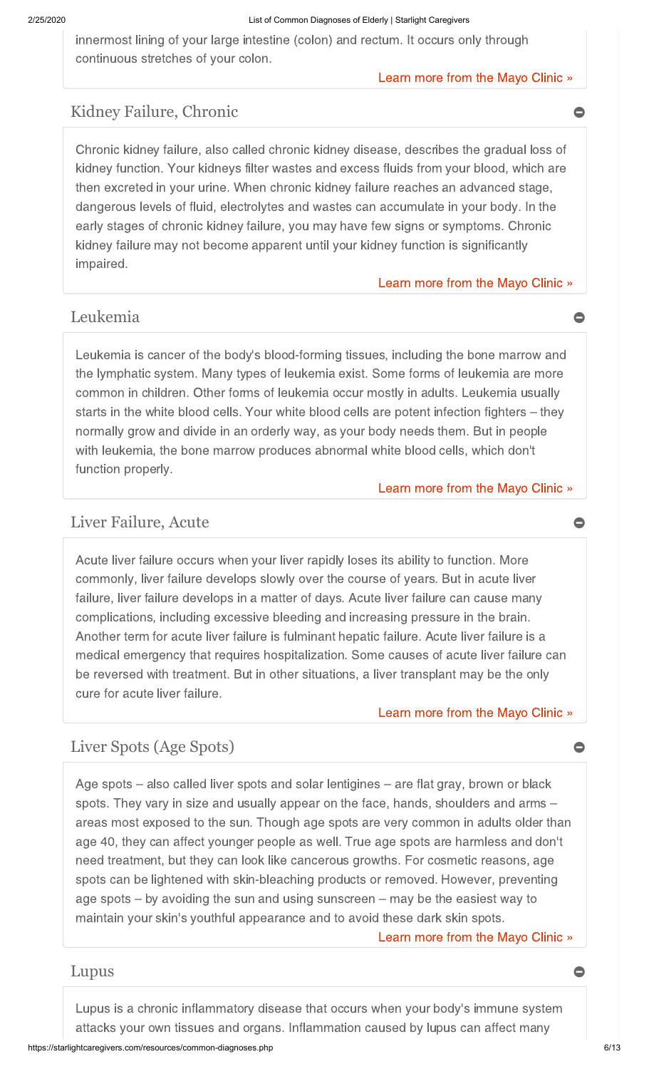innermost lining of your large intestine (colon) and rectum. It occurs only through continuous stretches of your colon.

Learn more from the Mayo Clinic »

## Kidney Failure, Chronic

Chronic kidney failure, also called chronic kidney disease, describes the gradual loss of kidney function. Your kidneys filter wastes and excess fluids from your blood, which are then excreted in your urine. When chronic kidney failure reaches an advanced stage, dangerous levels of fluid, electrolytes and wastes can accumulate in your body. In the early stages of chronic kidney failure, you may have few signs or symptoms. Chronic kidney failure may not become apparent until your kidney function is significantly impaired.

Learn more from the Mayo Clinic »

## Leukemia

Leukemia is cancer of the body's blood-forming tissues, including the bone marrow and the lymphatic system. Many types of leukemia exist. Some forms of leukemia are more common in children. Other forms of leukemia occur mostly in adults. Leukemia usually starts in the white blood cells. Your white blood cells are potent infection fighters – they normally grow and divide in an orderly way, as your body needs them. But in people with leukemia, the bone marrow produces abnormal white blood cells, which don't function properly.

Learn more from the Mayo Clinic »

## Liver Failure, Acute

Acute liver failure occurs when your liver rapidly loses its ability to function. More commonly, liver failure develops slowly over the course of years. But in acute liver failure, liver failure develops in a matter of days. Acute liver failure can cause many complications, including excessive bleeding and increasing pressure in the brain. Another term for acute liver failure is fulminant hepatic failure. Acute liver failure is a medical emergency that requires hospitalization. Some causes of acute liver failure can be reversed with treatment. But in other situations, a liver transplant may be the only cure for acute liver failure.

Learn more from the Mayo Clinic »

## Liver Spots (Age Spots)

Age spots – also called liver spots and solar lentigines – are flat gray, brown or black spots. They vary in size and usually appear on the face, hands, shoulders and arms – areas most exposed to the sun. Though age spots are very common in adults older than age 40, they can affect younger people as well. True age spots are harmless and don't need treatment, but they can look like cancerous growths. For cosmetic reasons, age spots can be lightened with skin-bleaching products or removed. However, preventing age spots – by avoiding the sun and using sunscreen – may be the easiest way to maintain your skin's youthful appearance and to avoid these dark skin spots.

Learn more from the Mayo Clinic »

## Lupus

Lupus is a chronic inflammatory disease that occurs when your body's immune system attacks your own tissues and organs. Inflammation caused by lupus can affect many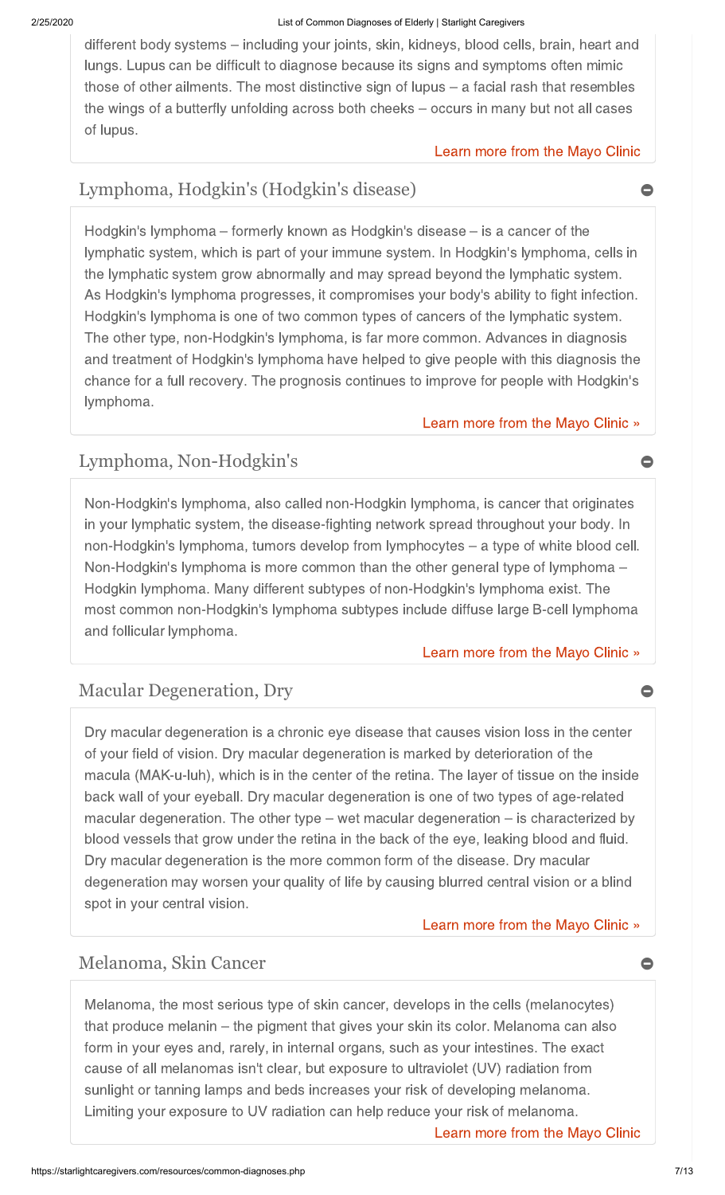different body systems – including your joints, skin, kidneys, blood cells, brain, heart and lungs. Lupus can be difficult to diagnose because its signs and symptoms often mimic those of other ailments. The most distinctive sign of lupus – a facial rash that resembles the wings of a butterfly unfolding across both cheeks – occurs in many but not all cases of lupus.

Learn more from the Mayo Clinic

## Lymphoma, Hodgkin's (Hodgkin's disease)

Hodgkin's lymphoma – formerly known as Hodgkin's disease – is a cancer of the lymphatic system, which is part of your immune system. In Hodgkin's lymphoma, cells in the lymphatic system grow abnormally and may spread beyond the lymphatic system. As Hodgkin's lymphoma progresses, it compromises your body's ability to fight infection. Hodgkin's lymphoma is one of two common types of cancers of the lymphatic system. The other type, non-Hodgkin's lymphoma, is far more common. Advances in diagnosis and treatment of Hodgkin's lymphoma have helped to give people with this diagnosis the chance for a full recovery. The prognosis continues to improve for people with Hodgkin's lymphoma.

Learn more from the Mayo Clinic »

## Lymphoma, Non-Hodgkin's

Non-Hodgkin's lymphoma, also called non-Hodgkin lymphoma, is cancer that originates in your lymphatic system, the disease-fighting network spread throughout your body. In non-Hodgkin's lymphoma, tumors develop from lymphocytes – a type of white blood cell. Non-Hodgkin's lymphoma is more common than the other general type of lymphoma – Hodgkin lymphoma. Many different subtypes of non-Hodgkin's lymphoma exist. The most common non-Hodgkin's lymphoma subtypes include diffuse large B-cell lymphoma and follicular lymphoma.

Learn more from the Mayo Clinic »

## Macular Degeneration, Dry

Dry macular degeneration is a chronic eye disease that causes vision loss in the center of your field of vision. Dry macular degeneration is marked by deterioration of the macula (MAK-u-luh), which is in the center of the retina. The layer of tissue on the inside back wall of your eyeball. Dry macular degeneration is one of two types of age-related macular degeneration. The other type – wet macular degeneration – is characterized by blood vessels that grow under the retina in the back of the eye, leaking blood and fluid. Dry macular degeneration is the more common form of the disease. Dry macular degeneration may worsen your quality of life by causing blurred central vision or a blind spot in your central vision.

Learn more from the Mayo Clinic »

## Melanoma, Skin Cancer

Melanoma, the most serious type of skin cancer, develops in the cells (melanocytes) that produce melanin – the pigment that gives your skin its color. Melanoma can also form in your eyes and, rarely, in internal organs, such as your intestines. The exact cause of all melanomas isn't clear, but exposure to ultraviolet (UV) radiation from sunlight or tanning lamps and beds increases your risk of developing melanoma. Limiting your exposure to UV radiation can help reduce your risk of melanoma.

Learn more from the Mayo Clinic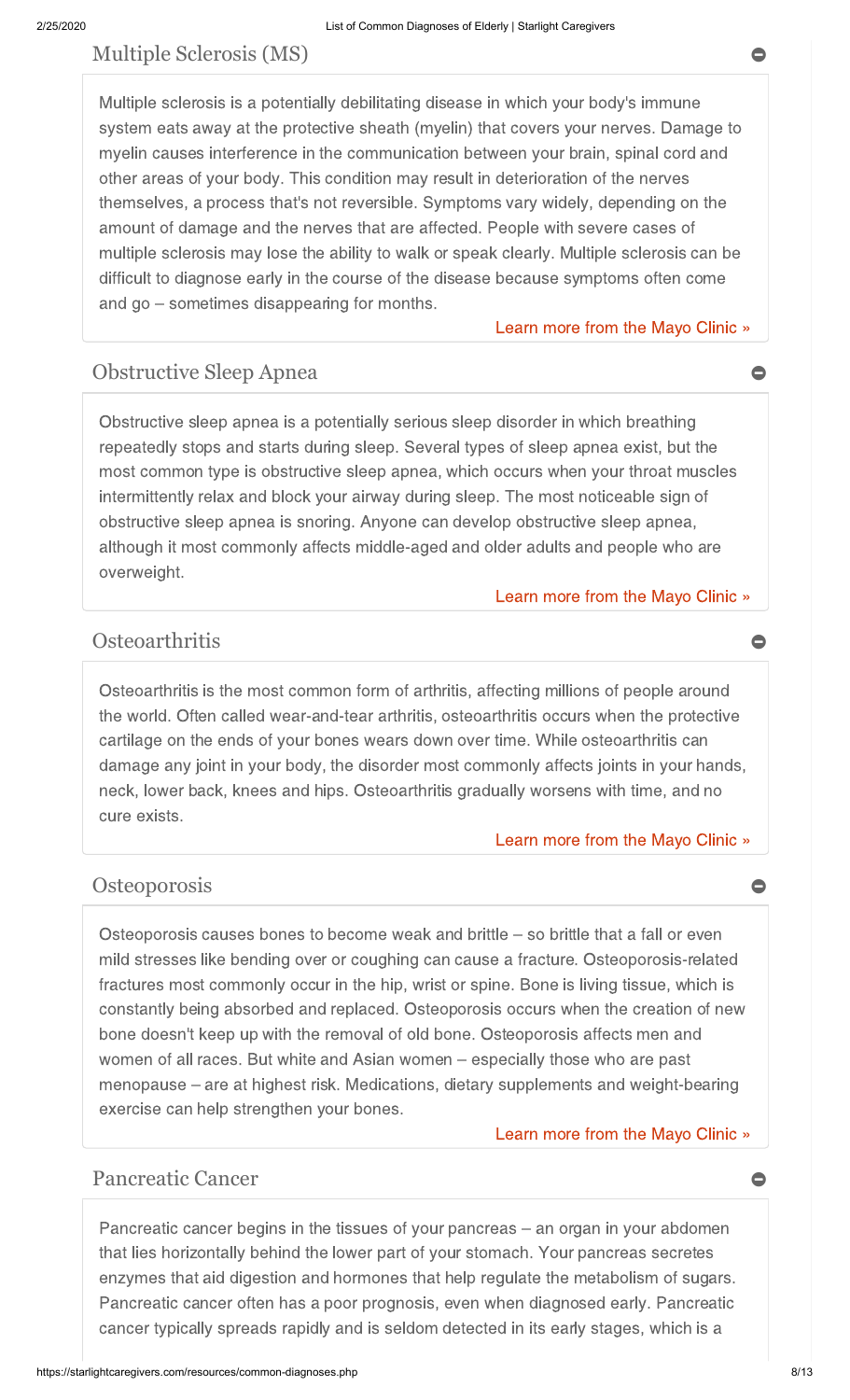## Multiple Sclerosis (MS)

Multiple sclerosis is a potentially debilitating disease in which your body's immune system eats away at the protective sheath (myelin) that covers your nerves. Damage to myelin causes interference in the communication between your brain, spinal cord and other areas of your body. This condition may result in deterioration of the nerves themselves, a process that's not reversible. Symptoms vary widely, depending on the amount of damage and the nerves that are affected. People with severe cases of multiple sclerosis may lose the ability to walk or speak clearly. Multiple sclerosis can be difficult to diagnose early in the course of the disease because symptoms often come and go – sometimes disappearing for months.

Learn more from the Mayo Clinic »

## Obstructive Sleep Apnea

Obstructive sleep apnea is a potentially serious sleep disorder in which breathing repeatedly stops and starts during sleep. Several types of sleep apnea exist, but the most common type is obstructive sleep apnea, which occurs when your throat muscles intermittently relax and block your airway during sleep. The most noticeable sign of obstructive sleep apnea is snoring. Anyone can develop obstructive sleep apnea, although it most commonly affects middle-aged and older adults and people who are overweight.

Learn more from the Mayo Clinic »

## Osteoarthritis

Osteoarthritis is the most common form of arthritis, affecting millions of people around the world. Often called wear-and-tear arthritis, osteoarthritis occurs when the protective cartilage on the ends of your bones wears down over time. While osteoarthritis can damage any joint in your body, the disorder most commonly affects joints in your hands, neck, lower back, knees and hips. Osteoarthritis gradually worsens with time, and no cure exists.

Learn more from the Mayo Clinic »

## Osteoporosis

Osteoporosis causes bones to become weak and brittle – so brittle that a fall or even mild stresses like bending over or coughing can cause a fracture. Osteoporosis-related fractures most commonly occur in the hip, wrist or spine. Bone is living tissue, which is constantly being absorbed and replaced. Osteoporosis occurs when the creation of new bone doesn't keep up with the removal of old bone. Osteoporosis affects men and women of all races. But white and Asian women – especially those who are past menopause – are at highest risk. Medications, dietary supplements and weight-bearing exercise can help strengthen your bones.

Learn more from the Mayo Clinic »

## Pancreatic Cancer

Pancreatic cancer begins in the tissues of your pancreas – an organ in your abdomen that lies horizontally behind the lower part of your stomach. Your pancreas secretes enzymes that aid digestion and hormones that help regulate the metabolism of sugars. Pancreatic cancer often has a poor prognosis, even when diagnosed early. Pancreatic cancer typically spreads rapidly and is seldom detected in its early stages, which is a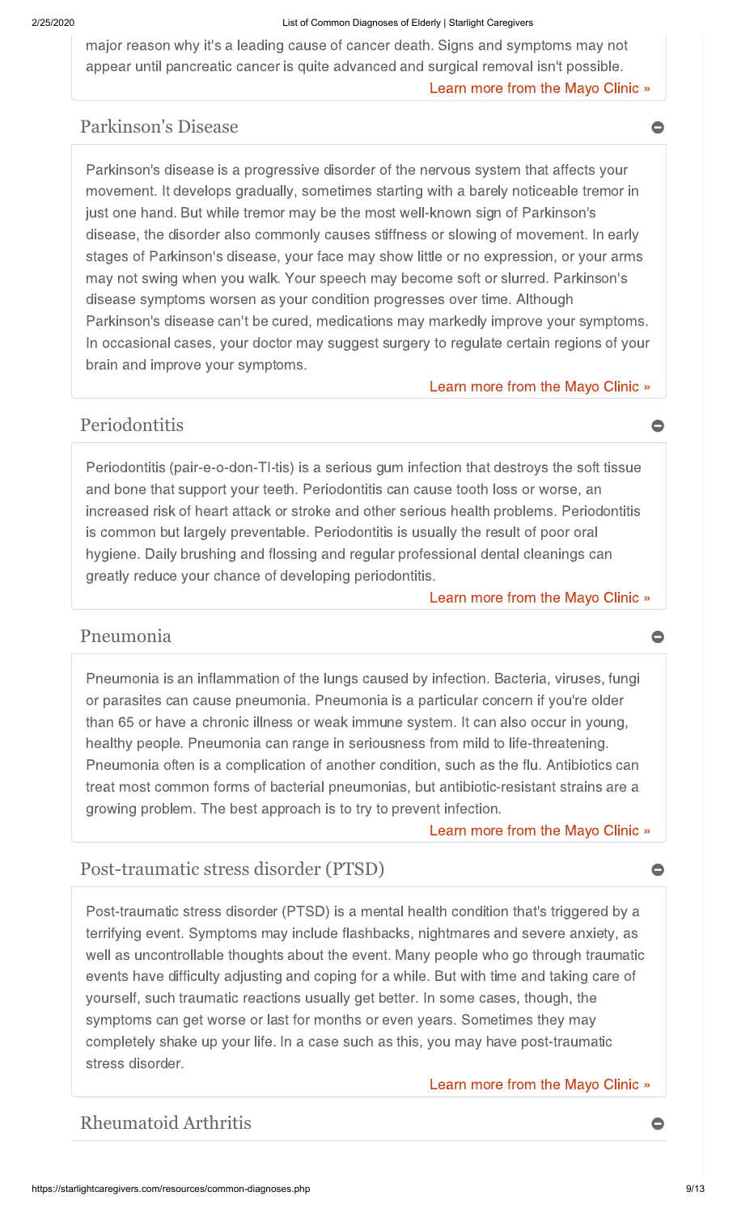major reason why it's a leading cause of cancer death. Signs and symptoms may not appear until pancreatic cancer is quite advanced and surgical removal isn't possible.

Learn more from the Mayo Clinic »

## Parkinson's Disease

Parkinson's disease is a progressive disorder of the nervous system that affects your movement. It develops gradually, sometimes starting with a barely noticeable tremor in just one hand. But while tremor may be the most well-known sign of Parkinson's disease, the disorder also commonly causes stiffness or slowing of movement. In early stages of Parkinson's disease, your face may show little or no expression, or your arms may not swing when you walk. Your speech may become soft or slurred. Parkinson's disease symptoms worsen as your condition progresses over time. Although Parkinson's disease can't be cured, medications may markedly improve your symptoms. In occasional cases, your doctor may suggest surgery to regulate certain regions of your brain and improve your symptoms.

Learn more from the Mayo Clinic »

## Periodontitis

Periodontitis (pair-e-o-don-TI-tis) is a serious gum infection that destroys the soft tissue and bone that support your teeth. Periodontitis can cause tooth loss or worse, an increased risk of heart attack or stroke and other serious health problems. Periodontitis is common but largely preventable. Periodontitis is usually the result of poor oral hygiene. Daily brushing and flossing and regular professional dental cleanings can greatly reduce your chance of developing periodontitis.

Learn more from the Mayo Clinic »

## Pneumonia

Pneumonia is an inflammation of the lungs caused by infection. Bacteria, viruses, fungi or parasites can cause pneumonia. Pneumonia is a particular concern if you're older than 65 or have a chronic illness or weak immune system. It can also occur in young, healthy people. Pneumonia can range in seriousness from mild to life-threatening. Pneumonia often is a complication of another condition, such as the flu. Antibiotics can treat most common forms of bacterial pneumonias, but antibiotic-resistant strains are a growing problem. The best approach is to try to prevent infection.

Learn more from the Mayo Clinic »

## Post-traumatic stress disorder (PTSD)

Post-traumatic stress disorder (PTSD) is a mental health condition that's triggered by a terrifying event. Symptoms may include flashbacks, nightmares and severe anxiety, as well as uncontrollable thoughts about the event. Many people who go through traumatic events have difficulty adjusting and coping for a while. But with time and taking care of yourself, such traumatic reactions usually get better. In some cases, though, the symptoms can get worse or last for months or even years. Sometimes they may completely shake up your life. In a case such as this, you may have post-traumatic stress disorder.

Learn more from the Mayo Clinic »

## Rheumatoid Arthritis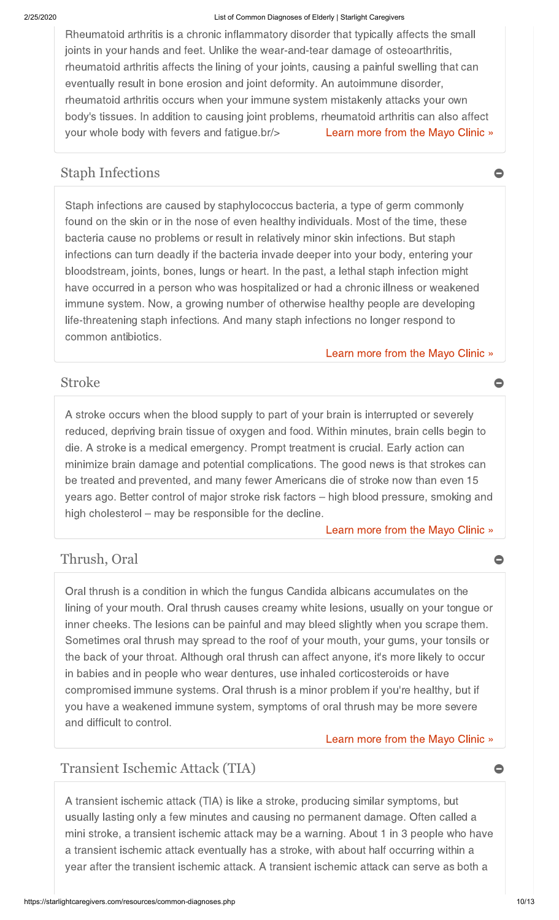Rheumatoid arthritis is a chronic inflammatory disorder that typically affects the small joints in your hands and feet. Unlike the wear-and-tear damage of osteoarthritis, rheumatoid arthritis affects the lining of your joints, causing a painful swelling that can eventually result in bone erosion and joint deformity. An autoimmune disorder, rheumatoid arthritis occurs when your immune system mistakenly attacks your own body's tissues. In addition to causing joint problems, rheumatoid arthritis can also affect your whole body with fevers and fatigue.br/> Learn more from the Mayo Clinic »

## Staph Infections

Staph infections are caused by staphylococcus bacteria, a type of germ commonly found on the skin or in the nose of even healthy individuals. Most of the time, these bacteria cause no problems or result in relatively minor skin infections. But staph infections can turn deadly if the bacteria invade deeper into your body, entering your bloodstream, joints, bones, lungs or heart. In the past, a lethal staph infection might have occurred in a person who was hospitalized or had a chronic illness or weakened immune system. Now, a growing number of otherwise healthy people are developing life-threatening staph infections. And many staph infections no longer respond to common antibiotics.

Learn more from the Mayo Clinic »

## Stroke

A stroke occurs when the blood supply to part of your brain is interrupted or severely reduced, depriving brain tissue of oxygen and food. Within minutes, brain cells begin to die. A stroke is a medical emergency. Prompt treatment is crucial. Early action can minimize brain damage and potential complications. The good news is that strokes can be treated and prevented, and many fewer Americans die of stroke now than even 15 years ago. Better control of major stroke risk factors – high blood pressure, smoking and high cholesterol – may be responsible for the decline.

Learn more from the Mayo Clinic »

## Thrush, Oral

Oral thrush is a condition in which the fungus Candida albicans accumulates on the lining of your mouth. Oral thrush causes creamy white lesions, usually on your tongue or inner cheeks. The lesions can be painful and may bleed slightly when you scrape them. Sometimes oral thrush may spread to the roof of your mouth, your gums, your tonsils or the back of your throat. Although oral thrush can affect anyone, it's more likely to occur in babies and in people who wear dentures, use inhaled corticosteroids or have compromised immune systems. Oral thrush is a minor problem if you're healthy, but if you have a weakened immune system, symptoms of oral thrush may be more severe and difficult to control.

Learn more from the Mayo Clinic »

## Transient Ischemic Attack (TIA)

A transient ischemic attack (TIA) is like a stroke, producing similar symptoms, but usually lasting only a few minutes and causing no permanent damage. Often called a mini stroke, a transient ischemic attack may be a warning. About 1 in 3 people who have a transient ischemic attack eventually has a stroke, with about half occurring within a year after the transient ischemic attack. A transient ischemic attack can serve as both a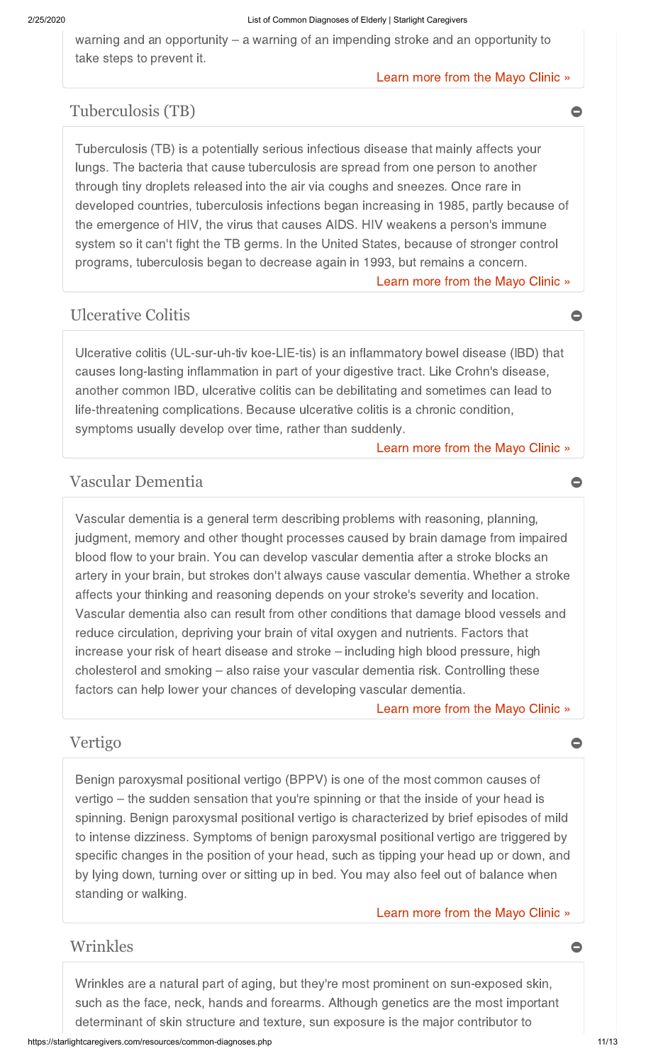warning and an opportunity – a warning of an impending stroke and an opportunity to take steps to prevent it.

Learn more from the Mayo Clinic »

## Tuberculosis (TB)

Tuberculosis (TB) is a potentially serious infectious disease that mainly affects your lungs. The bacteria that cause tuberculosis are spread from one person to another through tiny droplets released into the air via coughs and sneezes. Once rare in developed countries, tuberculosis infections began increasing in 1985, partly because of the emergence of HIV, the virus that causes AIDS. HIV weakens a person's immune system so it can't fight the TB germs. In the United States, because of stronger control programs, tuberculosis began to decrease again in 1993, but remains a concern.

Learn more from the Mayo Clinic »

## Ulcerative Colitis

Ulcerative colitis (UL-sur-uh-tiv koe-LIE-tis) is an inflammatory bowel disease (IBD) that causes long-lasting inflammation in part of your digestive tract. Like Crohn's disease, another common IBD, ulcerative colitis can be debilitating and sometimes can lead to life-threatening complications. Because ulcerative colitis is a chronic condition, symptoms usually develop over time, rather than suddenly.

Learn more from the Mayo Clinic »

## Vascular Dementia

Vascular dementia is a general term describing problems with reasoning, planning, judgment, memory and other thought processes caused by brain damage from impaired blood flow to your brain. You can develop vascular dementia after a stroke blocks an artery in your brain, but strokes don't always cause vascular dementia. Whether a stroke affects your thinking and reasoning depends on your stroke's severity and location. Vascular dementia also can result from other conditions that damage blood vessels and reduce circulation, depriving your brain of vital oxygen and nutrients. Factors that increase your risk of heart disease and stroke – including high blood pressure, high cholesterol and smoking – also raise your vascular dementia risk. Controlling these factors can help lower your chances of developing vascular dementia.

Learn more from the Mayo Clinic »

## Vertigo

Benign paroxysmal positional vertigo (BPPV) is one of the most common causes of vertigo – the sudden sensation that you're spinning or that the inside of your head is spinning. Benign paroxysmal positional vertigo is characterized by brief episodes of mild to intense dizziness. Symptoms of benign paroxysmal positional vertigo are triggered by specific changes in the position of your head, such as tipping your head up or down, and by lying down, turning over or sitting up in bed. You may also feel out of balance when standing or walking.

Learn more from the Mayo Clinic »

## Wrinkles

Wrinkles are a natural part of aging, but they're most prominent on sun-exposed skin, such as the face, neck, hands and forearms. Although genetics are the most important determinant of skin structure and texture, sun exposure is the major contributor to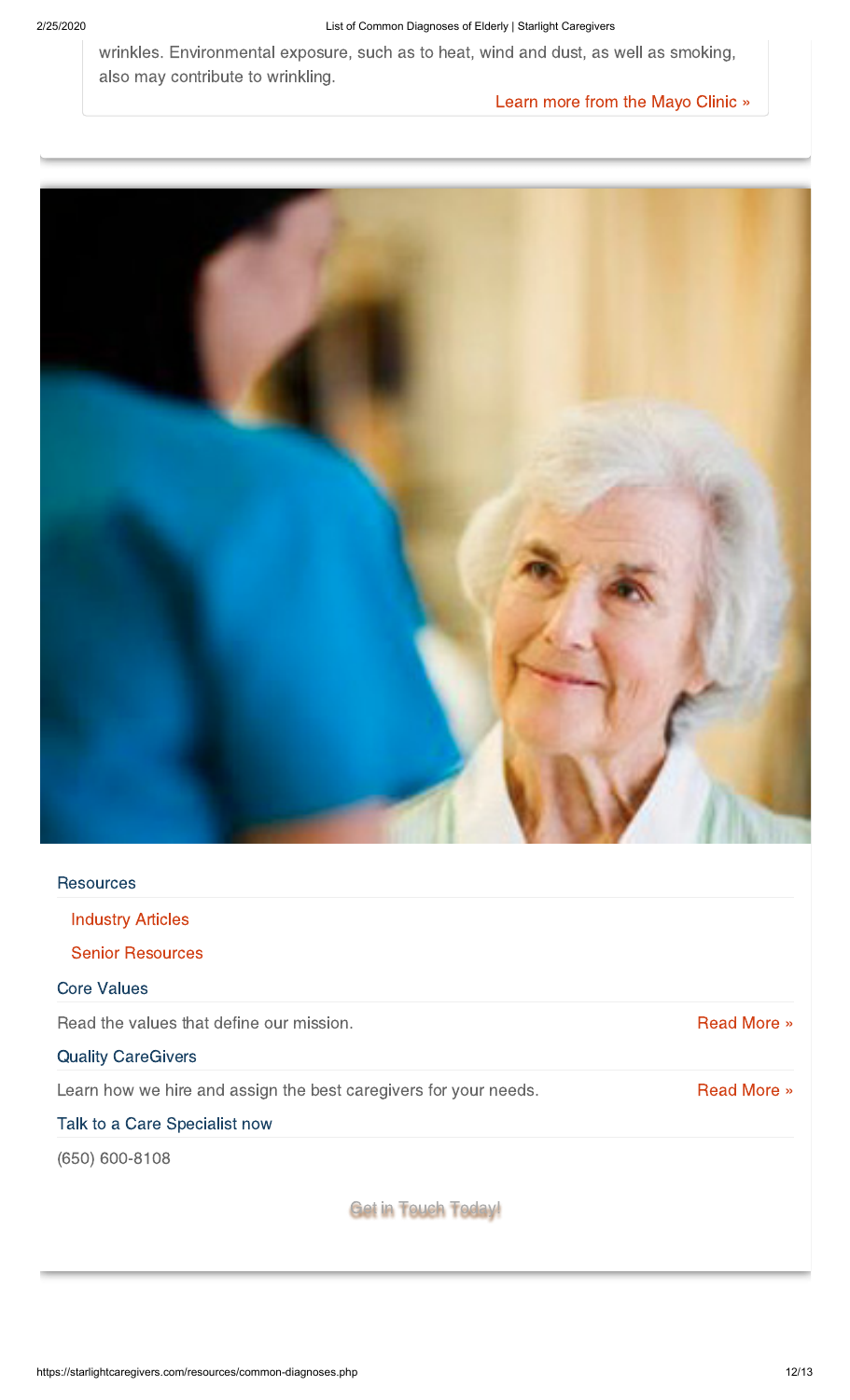wrinkles. Environmental exposure, such as to heat, wind and dust, as well as smoking, also may contribute to wrinkling.

Learn more from the Mayo Clinic »

Resources

Industry Articles

Senior Resources

Core Values

Read the values that define our mission. Read More »

Quality CareGivers

Learn how we hire and assign the best caregivers for your needs. Read More »

Talk to a Care Specialist now

(650) 600-8108

Get in Touch Today!